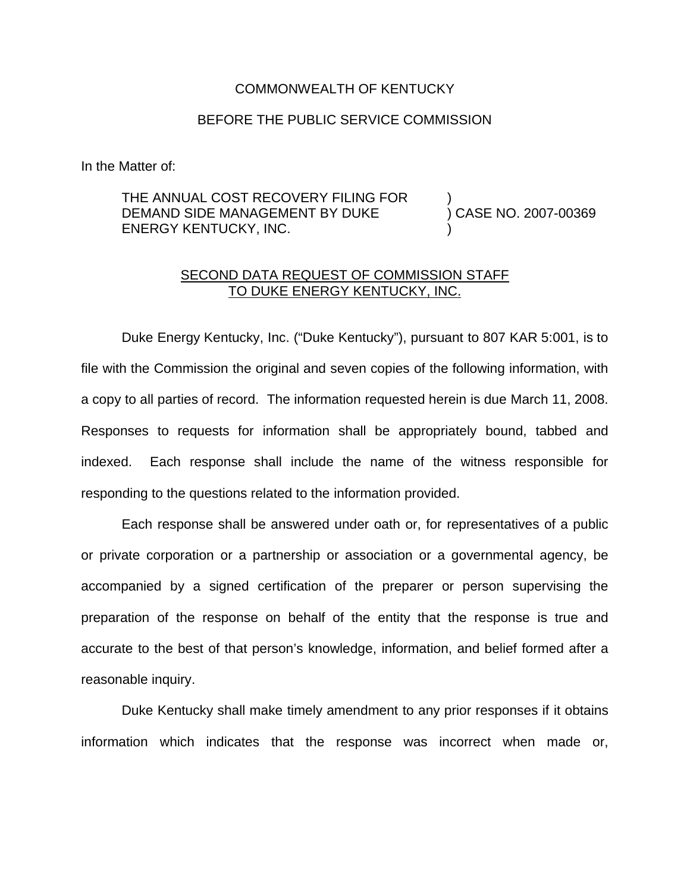COMMONWEALTH OF KENTUCKY

BEFORE THE PUBLIC SERVICE COMMISSION

In the Matter of:

| | | |
|---|---|---|
| THE ANNUAL COST RECOVERY FILING FOR | ) | |
| DEMAND SIDE MANAGEMENT BY DUKE | ) | CASE NO. 2007-00369 |
| ENERGY KENTUCKY, INC. | ) | |

SECOND DATA REQUEST OF COMMISSION STAFF TO DUKE ENERGY KENTUCKY, INC.

Duke Energy Kentucky, Inc. ("Duke Kentucky"), pursuant to 807 KAR 5:001, is to file with the Commission the original and seven copies of the following information, with a copy to all parties of record. The information requested herein is due March 11, 2008. Responses to requests for information shall be appropriately bound, tabbed and indexed. Each response shall include the name of the witness responsible for responding to the questions related to the information provided.

Each response shall be answered under oath or, for representatives of a public or private corporation or a partnership or association or a governmental agency, be accompanied by a signed certification of the preparer or person supervising the preparation of the response on behalf of the entity that the response is true and accurate to the best of that person's knowledge, information, and belief formed after a reasonable inquiry.

Duke Kentucky shall make timely amendment to any prior responses if it obtains information which indicates that the response was incorrect when made or,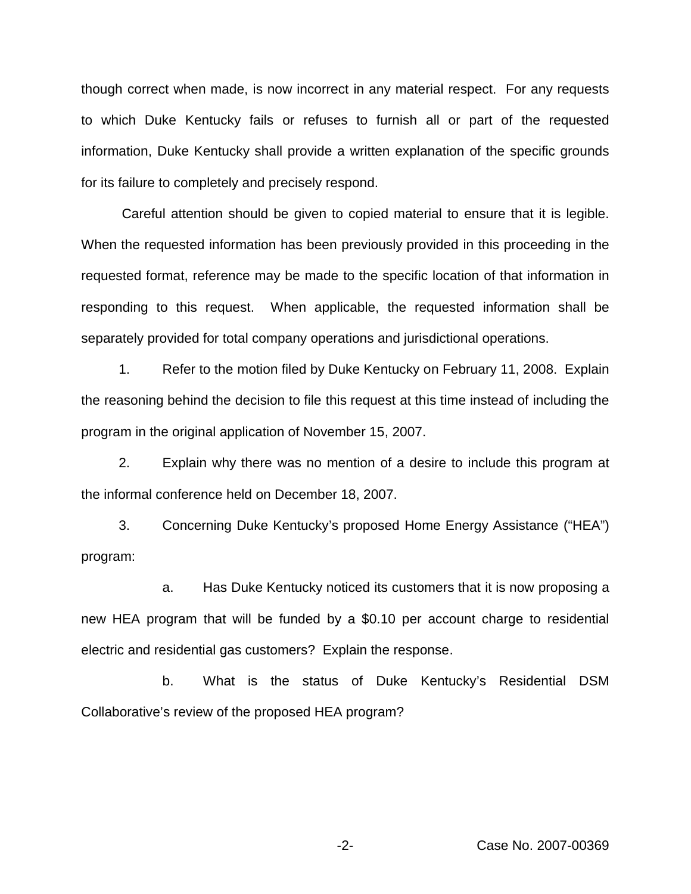though correct when made, is now incorrect in any material respect. For any requests to which Duke Kentucky fails or refuses to furnish all or part of the requested information, Duke Kentucky shall provide a written explanation of the specific grounds for its failure to completely and precisely respond.

Careful attention should be given to copied material to ensure that it is legible. When the requested information has been previously provided in this proceeding in the requested format, reference may be made to the specific location of that information in responding to this request. When applicable, the requested information shall be separately provided for total company operations and jurisdictional operations.

1. Refer to the motion filed by Duke Kentucky on February 11, 2008. Explain the reasoning behind the decision to file this request at this time instead of including the program in the original application of November 15, 2007.

2. Explain why there was no mention of a desire to include this program at the informal conference held on December 18, 2007.

3. Concerning Duke Kentucky's proposed Home Energy Assistance ("HEA") program:

   a. Has Duke Kentucky noticed its customers that it is now proposing a new HEA program that will be funded by a $0.10 per account charge to residential electric and residential gas customers? Explain the response.

   b. What is the status of Duke Kentucky's Residential DSM Collaborative's review of the proposed HEA program?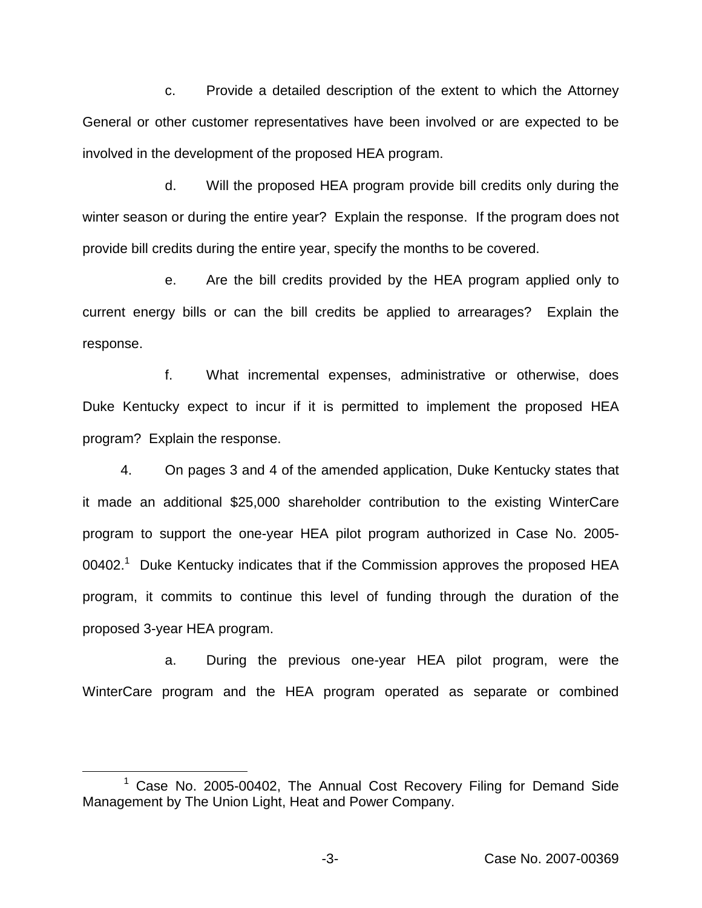c. Provide a detailed description of the extent to which the Attorney General or other customer representatives have been involved or are expected to be involved in the development of the proposed HEA program.

d. Will the proposed HEA program provide bill credits only during the winter season or during the entire year? Explain the response. If the program does not provide bill credits during the entire year, specify the months to be covered.

e. Are the bill credits provided by the HEA program applied only to current energy bills or can the bill credits be applied to arrearages? Explain the response.

f. What incremental expenses, administrative or otherwise, does Duke Kentucky expect to incur if it is permitted to implement the proposed HEA program? Explain the response.

4. On pages 3 and 4 of the amended application, Duke Kentucky states that it made an additional $25,000 shareholder contribution to the existing WinterCare program to support the one-year HEA pilot program authorized in Case No. 2005-00402.[1] Duke Kentucky indicates that if the Commission approves the proposed HEA program, it commits to continue this level of funding through the duration of the proposed 3-year HEA program.

a. During the previous one-year HEA pilot program, were the WinterCare program and the HEA program operated as separate or combined

[1] Case No. 2005-00402, The Annual Cost Recovery Filing for Demand Side Management by The Union Light, Heat and Power Company.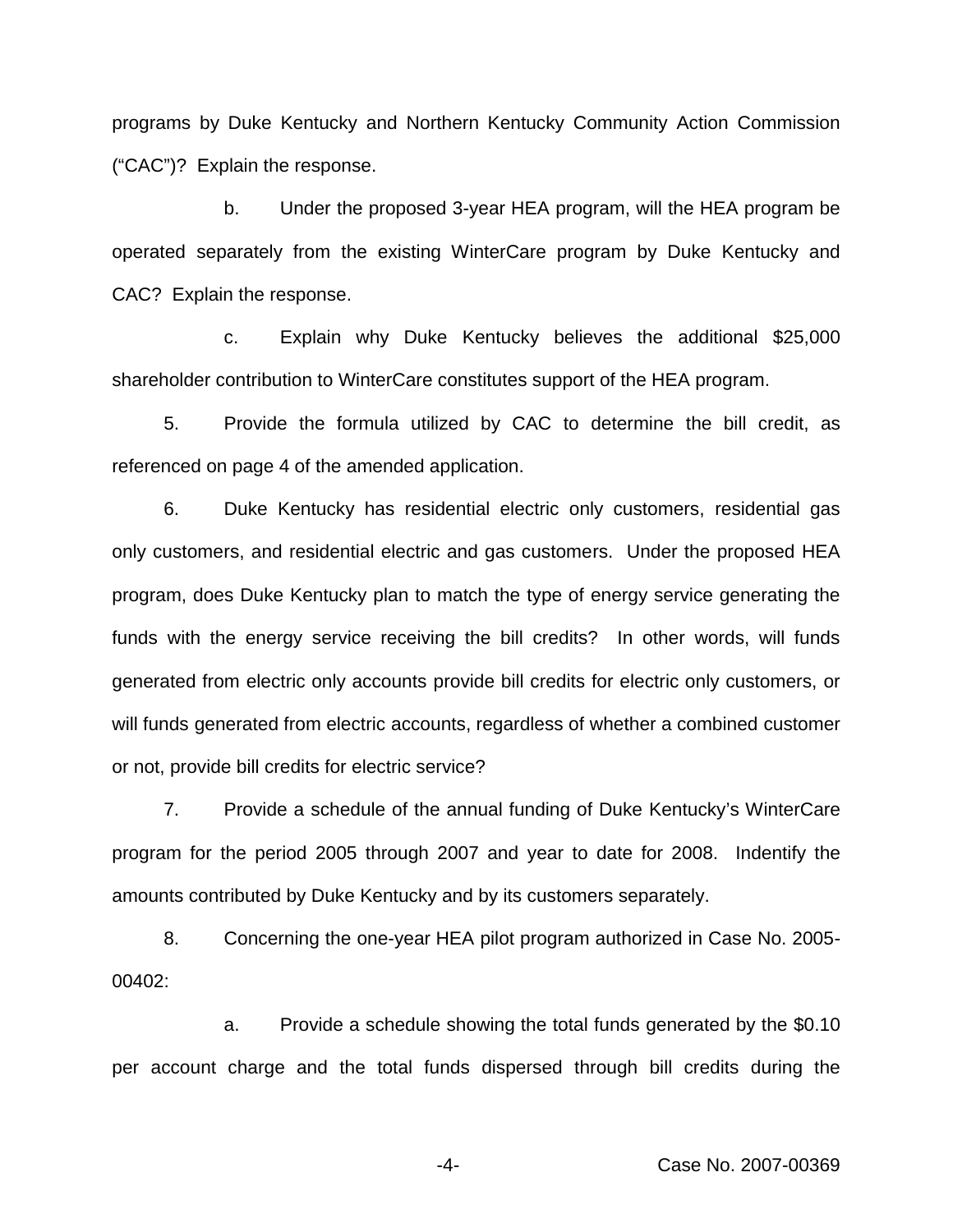programs by Duke Kentucky and Northern Kentucky Community Action Commission ("CAC")? Explain the response.

b. Under the proposed 3-year HEA program, will the HEA program be operated separately from the existing WinterCare program by Duke Kentucky and CAC? Explain the response.

c. Explain why Duke Kentucky believes the additional $25,000 shareholder contribution to WinterCare constitutes support of the HEA program.

5. Provide the formula utilized by CAC to determine the bill credit, as referenced on page 4 of the amended application.

6. Duke Kentucky has residential electric only customers, residential gas only customers, and residential electric and gas customers. Under the proposed HEA program, does Duke Kentucky plan to match the type of energy service generating the funds with the energy service receiving the bill credits? In other words, will funds generated from electric only accounts provide bill credits for electric only customers, or will funds generated from electric accounts, regardless of whether a combined customer or not, provide bill credits for electric service?

7. Provide a schedule of the annual funding of Duke Kentucky's WinterCare program for the period 2005 through 2007 and year to date for 2008. Indentify the amounts contributed by Duke Kentucky and by its customers separately.

8. Concerning the one-year HEA pilot program authorized in Case No. 2005-00402:

a. Provide a schedule showing the total funds generated by the $0.10 per account charge and the total funds dispersed through bill credits during the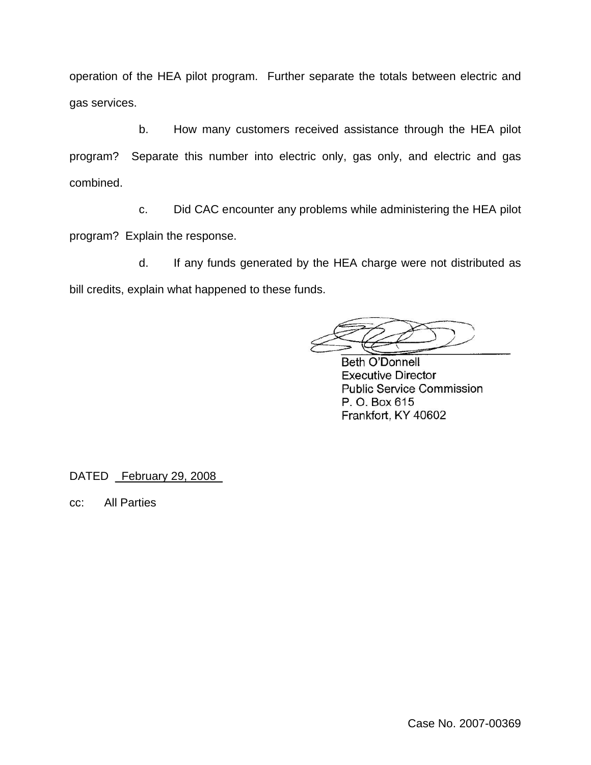operation of the HEA pilot program. Further separate the totals between electric and gas services.

b. How many customers received assistance through the HEA pilot program? Separate this number into electric only, gas only, and electric and gas combined.

c. Did CAC encounter any problems while administering the HEA pilot program? Explain the response.

d. If any funds generated by the HEA charge were not distributed as bill credits, explain what happened to these funds.

Beth O'Donnell
Executive Director
Public Service Commission
P. O. Box 615
Frankfort, KY 40602

DATED February 29, 2008

cc: All Parties

Case No. 2007-00369